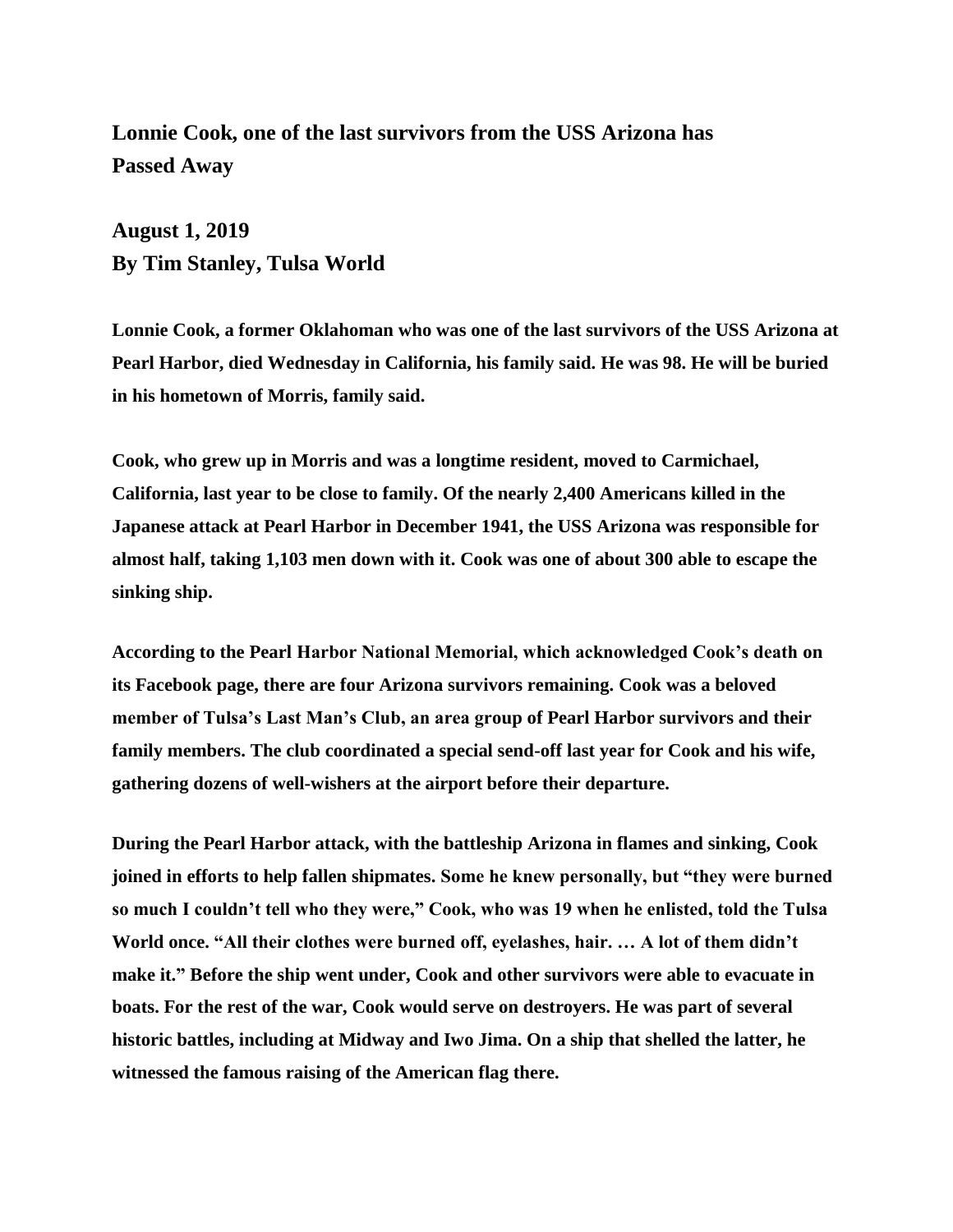# Lonnie Cook, one of the last survivors from the USS Arizona has Passed Away

**August 1, 2019**
**By Tim Stanley, Tulsa World**

**Lonnie Cook, a former Oklahoman who was one of the last survivors of the USS Arizona at Pearl Harbor, died Wednesday in California, his family said. He was 98. He will be buried in his hometown of Morris, family said.**

**Cook, who grew up in Morris and was a longtime resident, moved to Carmichael, California, last year to be close to family. Of the nearly 2,400 Americans killed in the Japanese attack at Pearl Harbor in December 1941, the USS Arizona was responsible for almost half, taking 1,103 men down with it. Cook was one of about 300 able to escape the sinking ship.**

**According to the Pearl Harbor National Memorial, which acknowledged Cook's death on its Facebook page, there are four Arizona survivors remaining. Cook was a beloved member of Tulsa's Last Man's Club, an area group of Pearl Harbor survivors and their family members. The club coordinated a special send-off last year for Cook and his wife, gathering dozens of well-wishers at the airport before their departure.**

**During the Pearl Harbor attack, with the battleship Arizona in flames and sinking, Cook joined in efforts to help fallen shipmates. Some he knew personally, but "they were burned so much I couldn't tell who they were," Cook, who was 19 when he enlisted, told the Tulsa World once. "All their clothes were burned off, eyelashes, hair. … A lot of them didn't make it." Before the ship went under, Cook and other survivors were able to evacuate in boats. For the rest of the war, Cook would serve on destroyers. He was part of several historic battles, including at Midway and Iwo Jima. On a ship that shelled the latter, he witnessed the famous raising of the American flag there.**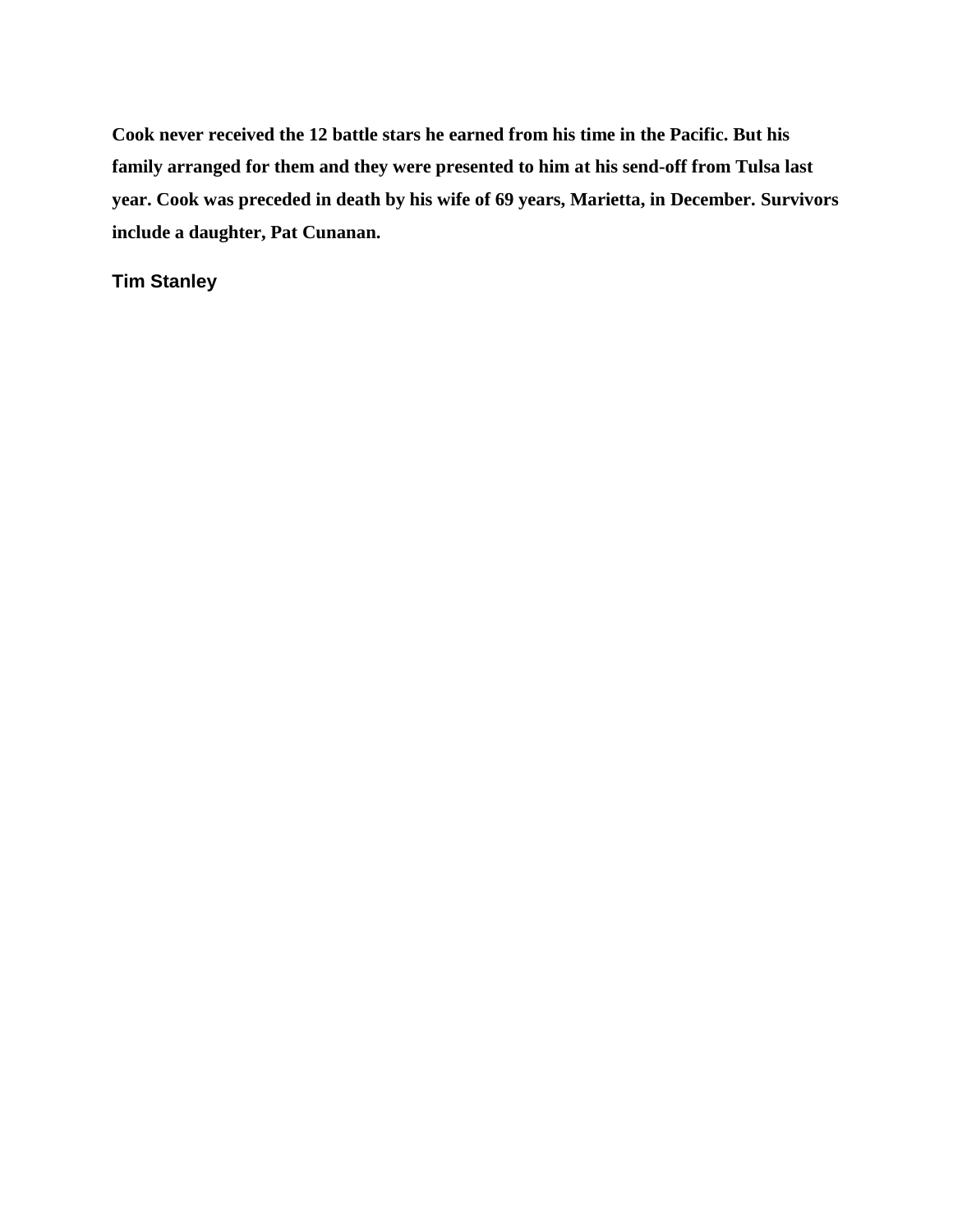**Cook never received the 12 battle stars he earned from his time in the Pacific. But his family arranged for them and they were presented to him at his send-off from Tulsa last year. Cook was preceded in death by his wife of 69 years, Marietta, in December. Survivors include a daughter, Pat Cunanan.**

**Tim Stanley**